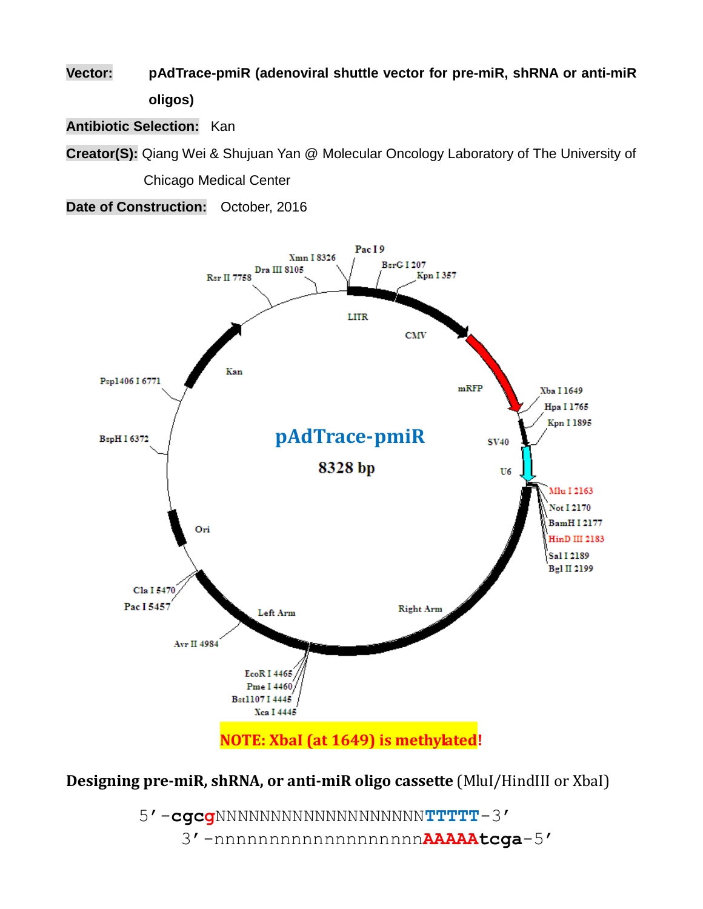**Vector:** pAdTrace-pmiR (adenoviral shuttle vector for pre-miR, shRNA or anti-miR oligos)

**Antibiotic Selection:** Kan

**Creator(S):** Qiang Wei & Shujuan Yan @ Molecular Oncology Laboratory of The University of Chicago Medical Center

**Date of Construction:** October, 2016

pAdTrace-pmiR

8328 bp

Pac I 9, BsrG I 207, Kpn I 357, LITR, CMV, mRFP, Xba I 1649, Hpa I 1765, Kpn I 1895, SV40, U6, Mlu I 2163, Not I 2170, BamH I 2177, HinD III 2183, Sal I 2189, Bgl II 2199, Right Arm, EcoR I 4465, Pme I 4460, Bst1107 I 4445, Xca I 4445, Left Arm, Avr II 4984, Pac I 5457, Cla I 5470, Ori, BspH I 6372, Psp1406 I 6771, Kan, Rsr II 7758, Dra III 8105, Xmn I 8326

**NOTE: XbaI (at 1649) is methylated!**

**Designing pre-miR, shRNA, or anti-miR oligo cassette** (MluI/HindIII or XbaI)

```
5'-cgcgNNNNNNNNNNNNNNNNNNNTTTTT-3'
   3'-nnnnnnnnnnnnnnnnnnnAAAAAtcga-5'
```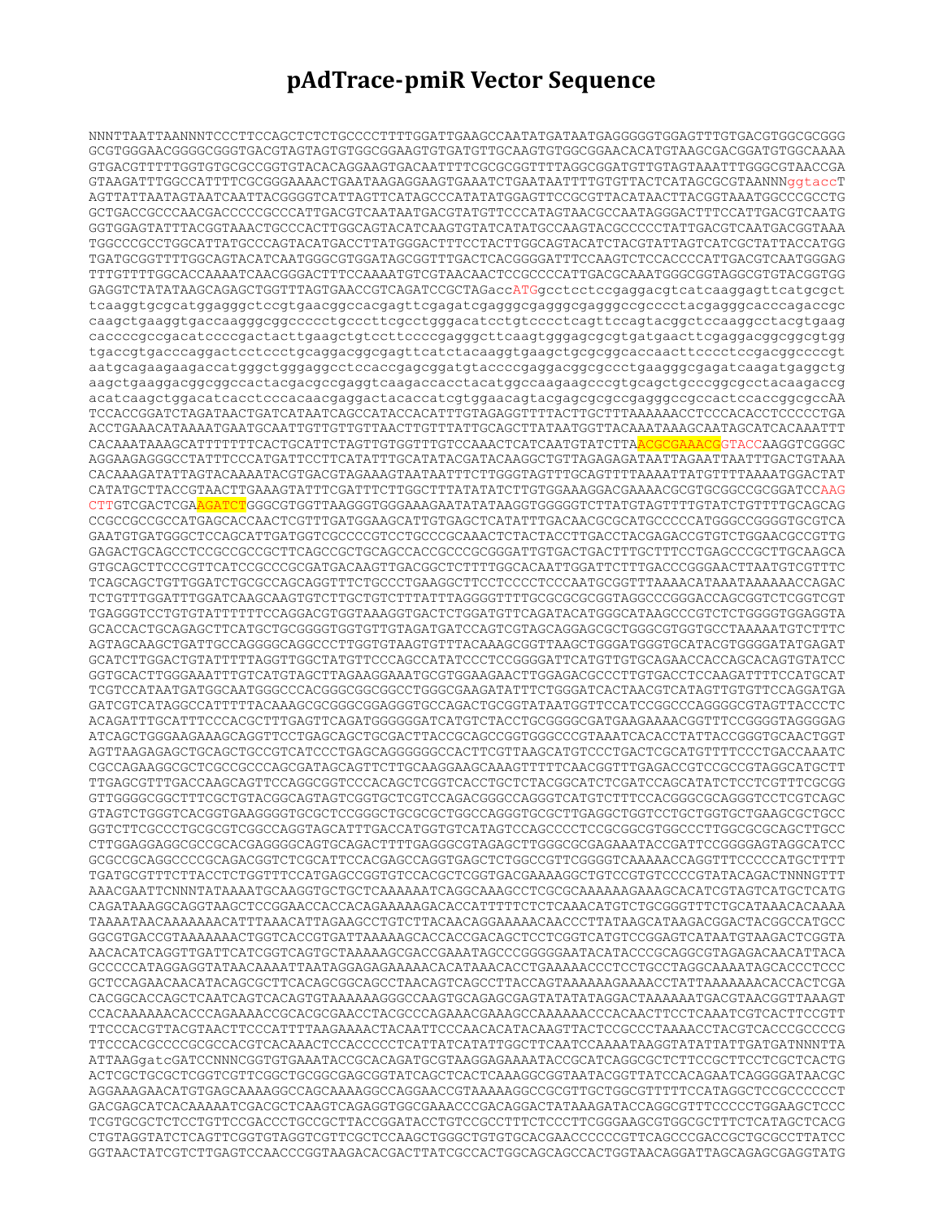# pAdTrace-pmiR Vector Sequence

```
NNNTTAATTAANNNTCCCTTCCAGCTCTCTGCCCCTTTTGGATTGAAGCCAATATGATAATGAGGGGGTGGAGTTTGTGACGTGGCGCGGG
GCGTGGGAACGGGGCGGGTGACGTAGTAGTGTGGCGGAAGTGTGATGTTGCAAGTGTGGCGGAACACATGTAAGCGACGGATGTGGCAAAA
GTGACGTTTTTGGTGTGCGCCGGTGTACACAGGAAGTGACAATTTTCGCGCGGTTTTAGGCGGATGTTGTAGTAAATTTGGGCGTAACCGA
GTAAGATTTGGCCATTTTCGCGGGAAAACTGAATAAGAGGAAGTGAAATCTGAATAATTTTGTGTTACTCATAGCGCGTAANNNggtaccT
AGTTATTAATAGTAATCAATTACGGGGTCATTAGTTCATAGCCCATATATGGAGTTCCGCGTTACATAACTTACGGTAAATGGCCCGCCTG
GCTGACCGCCCAACGACCCCCGCCCATTGACGTCAATAATGACGTATGTTCCCATAGTAACGCCAATAGGGACTTTCCATTGACGTCAATG
GGTGGAGTATTTACGGTAAACTGCCCACTTGGCAGTACATCAAGTGTATCATATGCCAAGTACGCCCCCTATTGACGTCAATGACGGTAAA
TGGCCCGCCTGGCATTATGCCCAGTACATGACCTTATGGGACTTTCCTACTTGGCAGTACATCTACGTATTAGTCATCGCTATTACCATGG
TGATGCGGTTTTGGCAGTACATCAATGGGCGTGGATAGCGGTTTGACTCACGGGGATTTCCAAGTCTCCACCCCATTGACGTCAATGGGAG
TTTGTTTTGGCACCAAAATCAACGGGACTTTCCAAAATGTCGTAACAACTCCGCCCCATTGACGCAAATGGGCGGTAGGCGTGTACGGTGG
GAGGTCTATATAAGCAGAGCTGGTTTAGTGAACCGTCAGATCCGCTAGaccATGgcctcctccgaggacgtcatcaaggagttcatgcgct
tcaaggtgcgcatggagggctccgtgaacggccacgagttcgagatcgagggcgagggcgagggccgcccctacgagggcacccagaccgc
caagctgaaggtgaccaagggcggccccctgcccttcgcctgggacatcctgtcccctcagttccagtacggctccaaggcctacgtgaag
caccccgccgacatccccgactacttgaagctgtccttccccgagggcttcaagtgggagcgcgtgatgaacttcgaggacggcggcgtgg
tgaccgtgacccaggactcctccctgcaggacggcgagttcatctacaaggtgaagctgcgcggcaccaacttcccctccgacggccccgt
aatgcagaagaagaccatgggctgggaggcctccaccgagcggatgtaccccgaggacggcgccctgaagggcgagatcaagatgaggctg
aagctgaaggacggcggccactacgacgccgaggtcaagaccacctacatggccaagaagcccgtgcagctgcccggcgcctacaagaccg
acatcaagctggacatcacctcccacaacgaggactacaccatcgtggaacagtacgagcgcgccgagggccgccactccaccggcgccAA
TCCACCGGATCTAGATAACTGATCATAATCAGCCATACCACATTTGTAGAGGTTTTACTTGCTTTAAAAAACCTCCCACACCTCCCCCTGA
ACCTGAAACATAAAATGAATGCAATTGTTGTTGTTAACTTGTTTATTGCAGCTTATAATGGTTACAAATAAAGCAATAGCATCACAAATTT
CACAAATAAAGCATTTTTTTCACTGCATTCTAGTTGTGGTTTGTCCAAACTCATCAATGTATCTTAACGCGAAACGGTACCAAGGTCGGGC
AGGAAGAGGGCCTATTTCCCATGATTCCTTCATATTTGCATATACGATACAAGGCTGTTAGAGAGATAATTAGAATTAATTTGACTGTAAA
CACAAAGATATTAGTACAAAATACGTGACGTAGAAAGTAATAATTTCTTGGGTAGTTTGCAGTTTTAAAATTATGTTTTAAAATGGACTAT
CATATGCTTACCGTAACTTGAAAGTATTTCGATTTCTTGGCTTTATATATCTTGTGGAAAGGACGAAACGCGTGCGGCCGCGGATCCAAG
CTTGTCGACTCGAAGATCTGGGCGTGGTTAAGGGTGGGAAAGAATATATAAGGTGGGGGTCTTATGTAGTTTTGTATCTGTTTTGCAGCAG
CCGCCGCCGCCATGAGCACCAACTCGTTTGATGGAAGCATTGTGAGCTCATATTTGACAACGCGCATGCCCCCATGGGCCGGGGTGCGTCA
GAATGTGATGGGCTCCAGCATTGATGGTCGCCCCGTCCTGCCCGCAAACTCTACTACCTTGACCTACGAGACCGTGTCTGGAACGCCGTTG
GAGACTGCAGCCTCCGCCGCCGCTTCAGCCGCTGCAGCCACCGCCCGCGGGATTGTGACTGACTTTGCTTTCCTGAGCCCGCTTGCAAGCA
GTGCAGCTTCCCGTTCATCCGCCCGCGATGACAAGTTGACGGCTCTTTTGGCACAATTGGATTCTTTGACCCGGGAACTTAATGTCGTTTC
TCAGCAGCTGTTGGATCTGCGCCAGCAGGTTTCTGCCCTGAAGGCTTCCTCCCCTCCCAATGCGGTTTAAAACATAAATAAAAAAACCAGAC
TCTGTTTGGATTTGGATCAAGCAAGTGTCTTGCTGTCTTTATTTAGGGGTTTTGCGCGCGCGGTAGGCCCGGGACCAGCGGTCTCGGTCGT
TGAGGGTCCTGTGTATTTTTTCCAGGACGTGGTAAAGGTGACTCTGGATGTTCAGATACATGGGCATAAGCCCGTCTCTGGGGTGGAGGTA
GCACCACTGCAGAGCTTCATGCTGCGGGGTGGTGTTGTAGATGATCCAGTCGTAGCAGGAGCGCTGGGCGTGGTGCCTAAAAATGTCTTTC
AGTAGCAAGCTGATTGCCAGGGGCAGGCCCTTGGTGTAAGTGTTTACAAAGCGGTTAAGCTGGGATGGGTGCATACGTGGGGATATGAGAT
GCATCTTGGACTGTATTTTTAGGTTGGCTATGTTCCCAGCCATATCCCTCCGGGGATTCATGTTGTGCAGAACCACCAGCACAGTGTATCC
GGTGCACTTGGGAAATTTGTCATGTAGCTTAGAAGGAAATGCGTGGAAGAACTTGGAGACGCCCTTGTGACCTCCAAGATTTTCCATGCAT
TCGTCCATAATGATGGCAATGGGCCCACGGGCGGCGGCCTGGGCGAAGATATTTCTGGGATCACTAACGTCATAGTTGTGTTCCAGGATGA
GATCGTCATAGGCCATTTTTACAAAGCGCGGGCGGAGGGTGCCAGACTGCGGTATAATGGTTCCATCCGGCCCAGGGGCGTAGTTACCCTC
ACAGATTTGCATTTCCCACGCTTTGAGTTCAGATGGGGGGATCATGTCTACCTGCGGGGCGATGAAGAAAACGGTTTCCGGGGTAGGGGAG
ATCAGCTGGGAAGAAAGCAGGTTCCTGAGCAGCTGCGACTTACCGCAGCCGGTGGGCCCGTAAATCACACCTATTACCGGGTGCAACTGGT
AGTTAAGAGAGCTGCAGCTGCCGTCATCCCTGAGCAGGGGGGCCACTTCGTTAAGCATGTCCCTGACTCGCATGTTTTCCCTGACCAAATC
CGCCAGAAGGCGCTCGCCGCCCAGCGATAGCAGTTCTTGCAAGGAAGCAAAGTTTTTCAACGGTTTGAGACCGTCCGCCGTAGGCATGCTT
TTGAGCGTTTGACCAAGCAGTTCCAGGCGGTCCCACAGCTCGGTCACCTGCTCTACGGCATCTCGATCCAGCATATCTCCTCGTTTCGCGG
GTTGGGGCGGCTTTCGCTGTACGGCAGTAGTCGGTGCTCGTCCAGACGGGCCAGGGTCATGTCTTTCCACGGGCGCAGGGTCCTCGTCAGC
GTAGTCTGGGTCACGGTGAAGGGGTGCGCTCCGGGCTGCGCGCTGGCCAGGGTGCGCTTGAGGCTGGTCCTGCTGGTGCTGAAGCGCTGCC
GGTCTTCGCCCTGCGCGTCGGCCAGGTAGCATTTGACCATGGTGTCATAGTCCAGCCCCTCCGCGGCGTGGCCCTTGGCGCGCAGCTTGCC
CTTGGAGGAGGCGCCGCACGAGGGGCAGTGCAGACTTTTGAGGGCGTAGAGCTTGGGCGCGAGAAATACCGATTCCGGGGAGTAGGCATCC
GCGCCGCAGGCCCCGCAGACGGTCTCGCATTCCACGAGCCAGGTGAGCTCTGGCCGTTCGGGGTCAAAAACCAGGTTTCCCCCATGCTTTT
TGATGCGTTTCTTACCTCTGGTTTCCATGAGCCGGTGTCCACGCTCGGTGACGAAAAGGCTGTCCGTGTCCCCGTATACAGACTNNNGTTT
AAACGAATTCNNNTATAAAATGCAAGGTGCTGCTCAAAAAATCAGGCAAAGCCTCGCGCAAAAAAGAAAGCACATCGTAGTCATGCTCATG
CAGATAAAGGCAGGTAAGCTCCGGAACCACCACAGAAAAAGACACCATTTTTCTCTCAAACATGTCTGCGGGTTTCTGCATAAACACAAAA
TAAAATAACAAAAAAACATTTAAACATTAGAAGCCTGTCTTACAACAGGAAAAACAACCCTTATAAGCATAAGACGGACTACGGCCATGCC
GGCGTGACCGTAAAAAAACTGGTCACCGTGATTAAAAAGCACCACCGACAGCTCCTCGGTCATGTCCGGAGTCATAATGTAAGACTCGGTA
AACACATCAGGTTGATTCATCGGTCAGTGCTAAAAAGCGACCGAAATAGCCCGGGGGAATACATACCCGCAGGCGTAGAGACAACATTACA
GCCCCCATAGGAGGTATAACAAAATTAATAGGAGAGAAAAACACATAAACACCTGAAAAACCCTCCTGCCTAGGCAAAATAGCACCCTCCC
GCTCCAGAACAACATACAGCGCTTCACAGCGGCAGCCTAACAGTCAGCCTTACCAGTAAAAAAGAAAACCTATTAAAAAAACACCACTCGA
CACGGCACCAGCTCAATCAGTCACAGTGTAAAAAAGGGCCAAGTGCAGAGCGAGTATATATAGGACTAAAAAATGACGTAACGGTTAAAGT
CCACAAAAAACACCCAGAAAACCGCACGCGAACCTACGCCCAGAAACGAAAGCCAAAAAACCCACAACTTCCTCAAATCGTCACTTCCGTT
TTCCCACGTTACGTAACTTCCCATTTTAAGAAAACTACAATTCCCAACACATACAAGTTACTCCGCCCTAAAACCTACGTCACCCGCCCCG
TTCCCACGCCCCGCGCCACGTCACAAACTCCACCCCCTCATTATCATATTGGCTTCAATCCAAAATAAGGTATATTATTGATGATNNNTTA
ATTAAGgatcGATCCNNNCGGTGTGAAATACCGCACAGATGCGTAAGGAGAAAATACCGCATCAGGCGCTCTTCCGCTTCCTCGCTCACTG
ACTCGCTGCGCTCGGTCGTTCGGCTGCGGCGAGCGGTATCAGCTCACTCAAAGGCGGTAATACGGTTATCCACAGAATCAGGGGATAACGC
AGGAAAGAACATGTGAGCAAAAGGCCAGCAAAAGGCCAGGAACCGTAAAAAGGCCGCGTTGCTGGCGTTTTTCCATAGGCTCCGCCCCCCT
GACGAGCATCACAAAAATCGACGCTCAAGTCAGAGGTGGCGAAACCCGACAGGACTATAAAGATACCAGGCGTTTCCCCCTGGAAGCTCCC
TCGTGCGCTCTCCTGTTCCGACCCTGCCGCTTACCGGATACCTGTCCGCCTTTCTCCCTTCGGGAAGCGTGGCGCTTTCTCATAGCTCACG
CTGTAGGTATCTCAGTTCGGTGTAGGTCGTTCGCTCCAAGCTGGGCTGTGTGCACGAACCCCCCGTTCAGCCCGACCGCTGCGCCTTATCC
GGTAACTATCGTCTTGAGTCCAACCCGGTAAGACACGACTTATCGCCACTGGCAGCAGCCACTGGTAACAGGATTAGCAGAGCGAGGTATG
```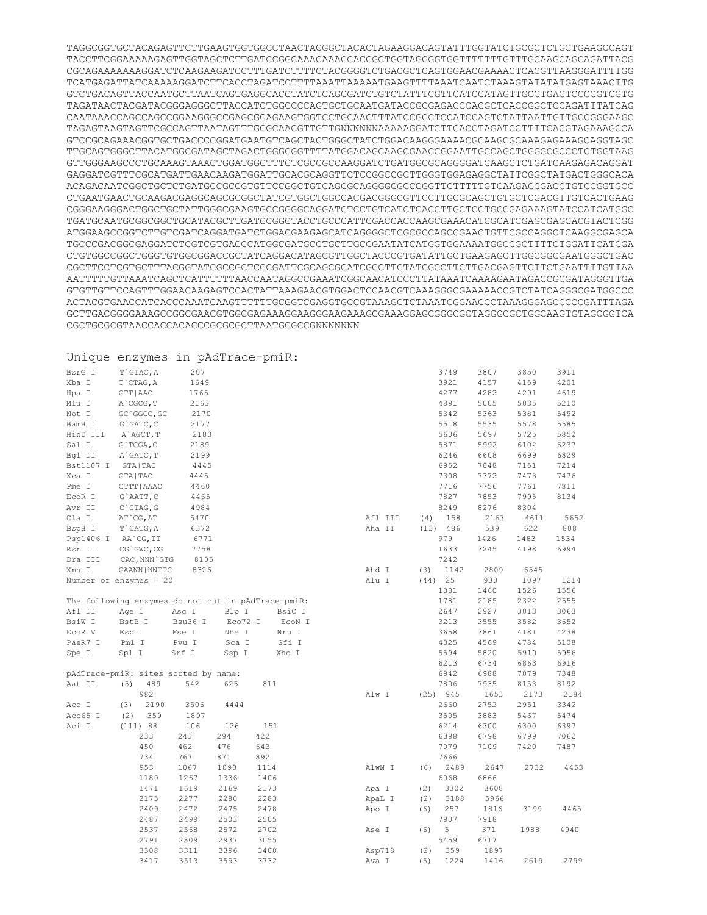```
TAGGCGGTGCTACAGAGTTCTTGAAGTGGTGGCCTAACTACGGCTACACTAGAAGGACAGTATTTGGTATCTGCGCTCTGCTGAAGCCAGT
TACCTTCGGAAAAAGAGTTGGTAGCTCTTGATCCGGCAAACAAACCACCGCTGGTAGCGGTGGTTTTTTTGTTTGCAAGCAGCAGATTACG
CGCAGAAAAAAAGGATCTCAAGAAGATCCTTTGATCTTTTCTACGGGGTCTGACGCTCAGTGGAACGAAAACTCACGTTAAGGGATTTTGG
TCATGAGATTATCAAAAAGGATCTTCACCTAGATCCTTTTAAATTAAAAATGAAGTTTTAAATCAATCTAAAGTATATATGAGTAAACTTG
GTCTGACAGTTACCAATGCTTAATCAGTGAGGCACCTATCTCAGCGATCTGTCTATTTCGTTCATCCATAGTTGCCTGACTCCCCGTCGTG
TAGATAACTACGATACGGGAGGGCTTACCATCTGGCCCCAGTGCTGCAATGATACCGCGAGACCCACGCTCACCGGCTCCAGATTTATCAG
CAATAAACCAGCCAGCCGGAAGGGCCGAGCGCAGAAGTGGTCCTGCAACTTTATCCGCCTCCATCCAGTCTATTAATTGTTGCCGGGAAGC
TAGAGTAAGTAGTTCGCCAGTTAATAGTTTGCGCAACGTTGTTGNNNNNNNAAAAAGGATCTTCACCTAGATCCTTTTCACGTAGAAAGCCA
GTCCGCAGAAACGGTGCTGACCCCGGATGAATGTCAGCTACTGGGCTATCTGGACAAGGGAAAACGCAAGCGCAAAGAGAAAGCAGGTAGC
TTGCAGTGGGCTTACATGGCGATAGCTAGACTGGGCGGTTTTATGGACAGCAAGCGAACCGGAATTGCCAGCTGGGGCGCCCTCTGGTAAG
GTTGGGAAGCCCTGCAAAGTAAACTGGATGGCTTTCTCGCCGCCAAGGATCTGATGGCGCAGGGGATCAAGCTCTGATCAAGAGACAGGAT
GAGGATCGTTTCGCATGATTGAACAAGATGGATTGCACGCAGGTTCTCCGGCCGCTTGGGTGGAGAGGCTATTCGGCTATGACTGGGCACA
ACAGACAATCGGCTGCTCTGATGCCGCCGTGTTCCGGCTGTCAGCGCAGGGGCGCCCGGTTCTTTTTGTCAAGACCGACCTGTCCGGTGCC
CTGAATGAACTGCAAGACGAGGCAGCGCGGCTATCGTGGCTGGCCACGACGGGCGTTCCTTGCGCAGCTGTGCTCGACGTTGTCACTGAAG
CGGGAAGGGACTGGCTGCTATTGGGCGAAGTGCCGGGGCAGGATCTCCTGTCATCTCACCTTGCTCCTGCCGAGAAAGTATCCATCATGGC
TGATGCAATGCGGCGGCTGCATACGCTTGATCCGGCTACCTGCCCATTCGACCACCAAGCGAAACATCGCATCGAGCGAGCACGTACTCGG
ATGGAAGCCGGTCTTGTCGATCAGGATGATCTGGACGAAGAGCATCAGGGGCTCGCGCCAGCCGAACTGTTCGCCAGGCTCAAGGCGAGCA
TGCCCGACGGCGAGGATCTCGTCGTGACCCATGGCGATGCCTGCTTGCCGAATATCATGGTGGAAAATGGCCGCTTTTCTGGATTCATCGA
CTGTGGCCGGCTGGGTGTGGCGGACCGCTATCAGGACATAGCGTTGGCTACCCGTGATATTGCTGAAGAGCTTGGCGGCGAATGGGCTGAC
CGCTTCCTCGTGCTTTACGGTATCGCCGCTCCCGATTCGCAGCGCATCGCCTTCTATCGCCTTCTTGACGAGTTCTTCTGAATTTTGTTAA
AATTTTTGTTAAATCAGCTCATTTTTTAACCAATAGGCCGAAATCGGCAACATCCCTTATAAATCAAAAGAATAGACCGCGATAGGGTTGA
GTGTTGTTCCAGTTTGGAACAAGAGTCCACTATTAAAGAACGTGGACTCCAACGTCAAAGGGCGAAAAACCGTCTATCAGGGCGATGGCCC
ACTACGTGAACCATCACCCAAATCAAGTTTTTTGCGGTCGAGGTGCCGTAAAGCTCTAAATCGGAACCCTAAAGGGAGCCCCCGATTTAGA
GCTTGACGGGGAAAGCCGGCGAACGTGGCGAGAAAGGAAGGGAAGAAAGCGAAAGGAGCGGGCGCTAGGGCGCTGGCAAGTGTAGCGGTCA
CGCTGCGCGTAACCACCACACCCGCGCGCTTAATGCGCCGNNNNNNN
```

## Unique enzymes in pAdTrace-pmiR:

```
BsrG I      T`GTAC,A      207
Xba I       T`CTAG,A      1649
Hpa I       GTT|AAC       1765
Mlu I       A`CGCG,T      2163
Not I       GC`GGCC,GC    2170
BamH I      G`GATC,C      2177
HinD III    A`AGCT,T      2183
Sal I       G`TCGA,C      2189
Bgl II      A`GATC,T      2199
Bst1107 I   GTA|TAC       4445
Xca I       GTA|TAC       4445
Pme I       CTTT|AAAC     4460
EcoR I      G`AATT,C      4465
Avr II      C`CTAG,G      4984
Cla I       AT`CG,AT      5470
BspH I      T`CATG,A      6372
Psp1406 I   AA`CG,TT      6771
Rsr II      CG`GWC,CG     7758
Dra III     CAC,NNN`GTG   8105
Xmn I       GAANN|NNTTC   8326
Number of enzymes = 20
```

The following enzymes do not cut in pAdTrace-pmiR:

```
Afl II     Age I      Asc I      Blp I      BsiC I
BsiW I     BstB I     Bsu36 I    Eco72 I    EcoN I
EcoR V     Esp I      Fse I      Nhe I      Nru I
PaeR7 I    Pml I      Pvu I      Sca I      Sfi I
Spe I      Spl I      Srf I      Ssp I      Xho I
```

pAdTrace-pmiR: sites sorted by name:

```
Aat II     (5)   489    542    625    811
                 982
Acc I      (3)   2190   3506   4444
Acc65 I    (2)   359    1897
Aci I      (111) 88     106    126    151
                 233    243    294    422
                 450    462    476    643
                 734    767    871    892
                 953    1067   1090   1114
                 1189   1267   1336   1406
                 1471   1619   2169   2173
                 2175   2277   2280   2283
                 2409   2472   2475   2478
                 2487   2499   2503   2505
                 2537   2568   2572   2702
                 2791   2809   2937   3055
                 3308   3311   3396   3400
                 3417   3513   3593   3732
                 3749   3807   3850   3911
                 3921   4157   4159   4201
                 4277   4282   4291   4619
                 4891   5005   5035   5210
                 5342   5363   5381   5492
                 5518   5535   5578   5585
                 5606   5697   5725   5852
                 5871   5992   6102   6237
                 6246   6608   6699   6829
                 6952   7048   7151   7214
                 7308   7372   7473   7476
                 7716   7756   7761   7811
                 7827   7853   7995   8134
                 8249   8276   8304
Afl III    (4)   158    2163   4611   5652
Aha II     (13)  486    539    622    808
                 979    1426   1483   1534
                 1633   3245   4198   6994
                 7242
Ahd I      (3)   1142   2809   6545
Alu I      (44)  25     930    1097   1214
                 1331   1460   1526   1556
                 1781   2185   2322   2555
                 2647   2927   3013   3063
                 3213   3555   3582   3652
                 3658   3861   4181   4238
                 4325   4569   4784   5108
                 5594   5820   5910   5956
                 6213   6734   6863   6916
                 6942   6988   7079   7348
                 7806   7935   8153   8192
Alw I      (25)  945    1653   2173   2184
                 2660   2752   2951   3342
                 3505   3883   5467   5474
                 6214   6300   6300   6397
                 6398   6798   6799   7062
                 7079   7109   7420   7487
                 7666
AlwN I     (6)   2489   2647   2732   4453
                 6068   6866
Apa I      (2)   3302   3608
ApaL I     (2)   3188   5966
Apo I      (6)   257    1816   3199   4465
                 7907   7918
Ase I      (6)   5      371    1988   4940
                 5459   6717
Asp718     (2)   359    1897
Ava I      (5)   1224   1416   2619   2799
```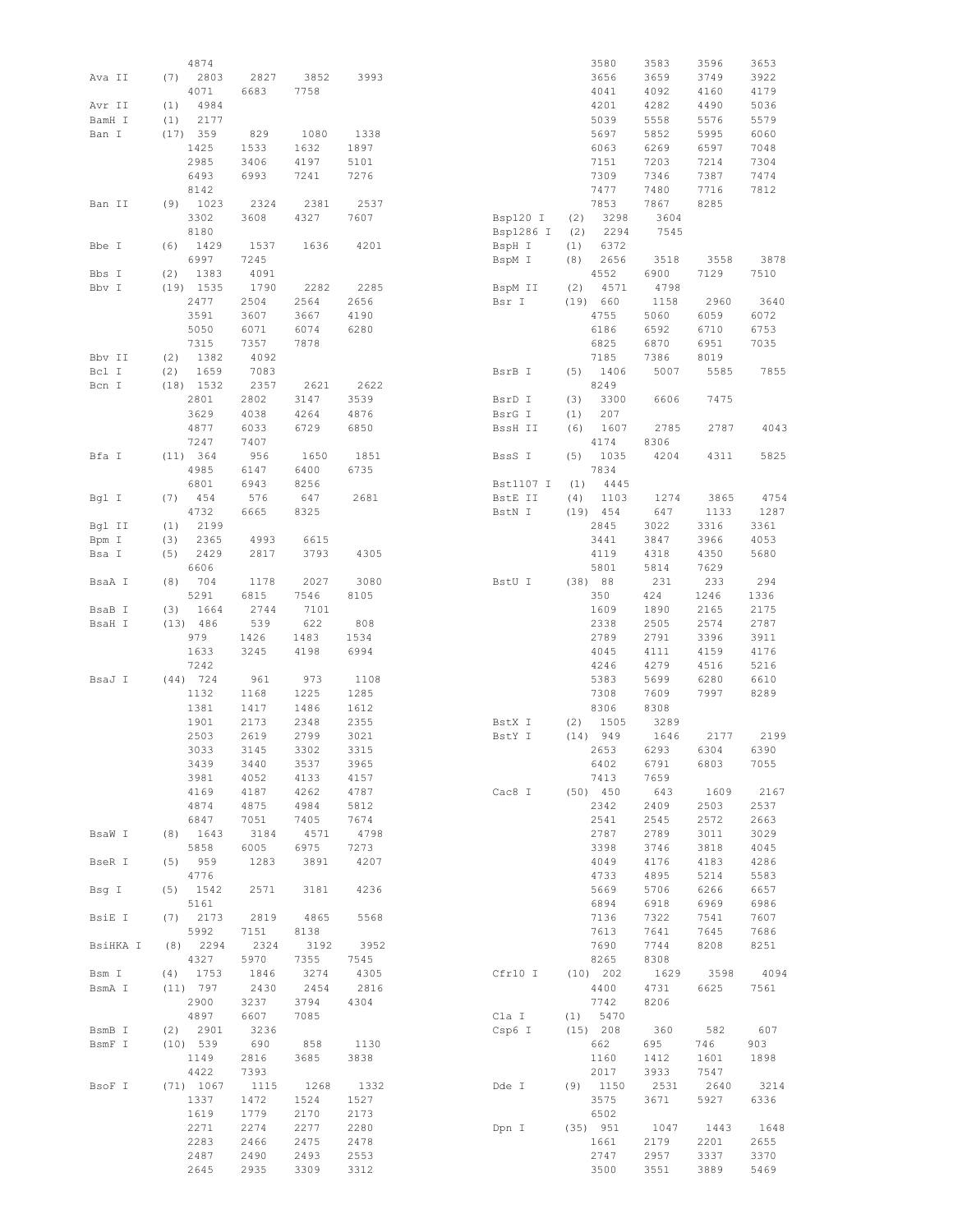```
            4874
Ava II      (7)  2803    2827    3852    3993
            4071    6683    7758
Avr II      (1)  4984
BamH I      (1)  2177
Ban I       (17) 359     829     1080    1338
            1425    1533    1632    1897
            2985    3406    4197    5101
            6493    6993    7241    7276
            8142
Ban II      (9)  1023    2324    2381    2537
            3302    3608    4327    7607
            8180
Bbe I       (6)  1429    1537    1636    4201
            6997    7245
Bbs I       (2)  1383    4091
Bbv I       (19) 1535    1790    2282    2285
            2477    2504    2564    2656
            3591    3607    3667    4190
            5050    6071    6074    6280
            7315    7357    7878
Bbv II      (2)  1382    4092
Bcl I       (2)  1659    7083
Bcn I       (18) 1532    2357    2621    2622
            2801    2802    3147    3539
            3629    4038    4264    4876
            4877    6033    6729    6850
            7247    7407
Bfa I       (11) 364     956     1650    1851
            4985    6147    6400    6735
            6801    6943    8256
Bgl I       (7)  454     576     647     2681
            4732    6665    8325
Bgl II      (1)  2199
Bpm I       (3)  2365    4993    6615
Bsa I       (5)  2429    2817    3793    4305
            6606
BsaA I      (8)  704     1178    2027    3080
            5291    6815    7546    8105
BsaB I      (3)  1664    2744    7101
BsaH I      (13) 486     539     622     808
            979     1426    1483    1534
            1633    3245    4198    6994
            7242
BsaJ I      (44) 724     961     973     1108
            1132    1168    1225    1285
            1381    1417    1486    1612
            1901    2173    2348    2355
            2503    2619    2799    3021
            3033    3145    3302    3315
            3439    3440    3537    3965
            3981    4052    4133    4157
            4169    4187    4262    4787
            4874    4875    4984    5812
            6847    7051    7405    7674
BsaW I      (8)  1643    3184    4571    4798
            5858    6005    6975    7273
BseR I      (5)  959     1283    3891    4207
            4776
Bsg I       (5)  1542    2571    3181    4236
            5161
BsiE I      (7)  2173    2819    4865    5568
            5992    7151    8138
BsiHKA I    (8)  2294    2324    3192    3952
            4327    5970    7355    7545
Bsm I       (4)  1753    1846    3274    4305
BsmA I      (11) 797     2430    2454    2816
            2900    3237    3794    4304
            4897    6607    7085
BsmB I      (2)  2901    3236
BsmF I      (10) 539     690     858     1130
            1149    2816    3685    3838
            4422    7393
BsoF I      (71) 1067    1115    1268    1332
            1337    1472    1524    1527
            1619    1779    2170    2173
            2271    2274    2277    2280
            2283    2466    2475    2478
            2487    2490    2493    2553
            2645    2935    3309    3312
            3580    3583    3596    3653
            3656    3659    3749    3922
            4041    4092    4160    4179
            4201    4282    4490    5036
            5039    5558    5576    5579
            5697    5852    5995    6060
            6063    6269    6597    7048
            7151    7203    7214    7304
            7309    7346    7387    7474
            7477    7480    7716    7812
            7853    7867    8285
Bsp120 I    (2)  3298    3604
Bsp1286 I   (2)  2294    7545
BspH I      (1)  6372
BspM I      (8)  2656    3518    3558    3878
            4552    6900    7129    7510
BspM II     (2)  4571    4798
Bsr I       (19) 660     1158    2960    3640
            4755    5060    6059    6072
            6186    6592    6710    6753
            6825    6870    6951    7035
            7185    7386    8019
BsrB I      (5)  1406    5007    5585    7855
            8249
BsrD I      (3)  3300    6606    7475
BsrG I      (1)  207
BssH II     (6)  1607    2785    2787    4043
            4174    8306
BssS I      (5)  1035    4204    4311    5825
            7834
Bst1107 I   (1)  4445
BstE II     (4)  1103    1274    3865    4754
BstN I      (19) 454     647     1133    1287
            2845    3022    3316    3361
            3441    3847    3966    4053
            4119    4318    4350    5680
            5801    5814    7629
BstU I      (38) 88      231     233     294
            350     424     1246    1336
            1609    1890    2165    2175
            2338    2505    2574    2787
            2789    2791    3396    3911
            4045    4111    4159    4176
            4246    4279    4516    5216
            5383    5699    6280    6610
            7308    7609    7997    8289
            8306    8308
BstX I      (2)  1505    3289
BstY I      (14) 949     1646    2177    2199
            2653    6293    6304    6390
            6402    6791    6803    7055
            7413    7659
Cac8 I      (50) 450     643     1609    2167
            2342    2409    2503    2537
            2541    2545    2572    2663
            2787    2789    3011    3029
            3398    3746    3818    4045
            4049    4176    4183    4286
            4733    4895    5214    5583
            5669    5706    6266    6657
            6894    6918    6969    6986
            7136    7322    7541    7607
            7613    7641    7645    7686
            7690    7744    8208    8251
            8265    8308
Cfr10 I     (10) 202     1629    3598    4094
            4400    4731    6625    7561
            7742    8206
Cla I       (1)  5470
Csp6 I      (15) 208     360     582     607
            662     695     746     903
            1160    1412    1601    1898
            2017    3933    7547
Dde I       (9)  1150    2531    2640    3214
            3575    3671    5927    6336
            6502
Dpn I       (35) 951     1047    1443    1648
            1661    2179    2201    2655
            2747    2957    3337    3370
            3500    3551    3889    5469
```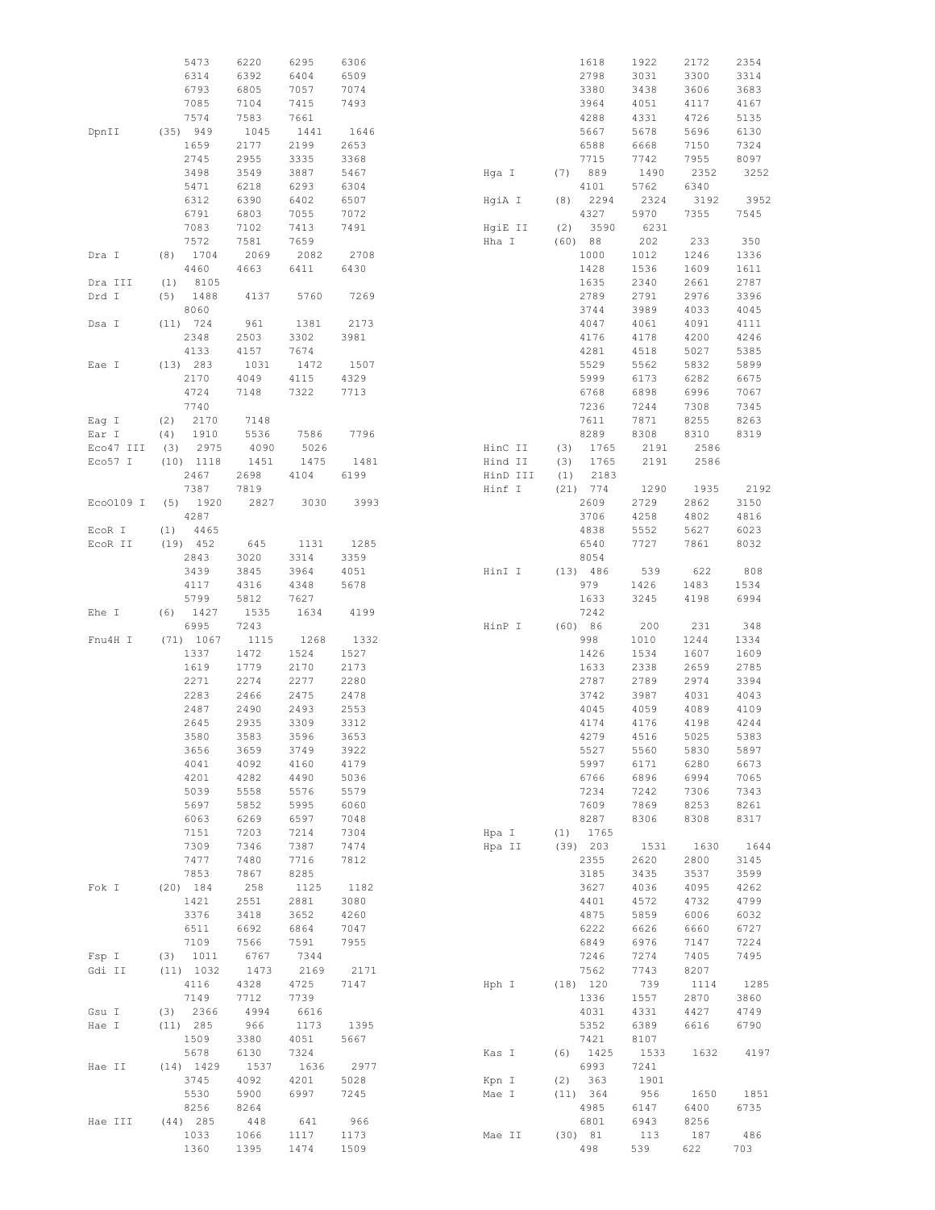```
             5473    6220    6295    6306
             6314    6392    6404    6509
             6793    6805    7057    7074
             7085    7104    7415    7493
             7574    7583    7661
DpnII    (35) 949    1045    1441    1646
             1659    2177    2199    2653
             2745    2955    3335    3368
             3498    3549    3887    5467
             5471    6218    6293    6304
             6312    6390    6402    6507
             6791    6803    7055    7072
             7083    7102    7413    7491
             7572    7581    7659
Dra I    (8)  1704   2069    2082    2708
             4460    4663    6411    6430
Dra III  (1)  8105
Drd I    (5)  1488   4137    5760    7269
             8060
Dsa I    (11) 724    961     1381    2173
             2348    2503    3302    3981
             4133    4157    7674
Eae I    (13) 283    1031    1472    1507
             2170    4049    4115    4329
             4724    7148    7322    7713
             7740
Eag I    (2)  2170   7148
Ear I    (4)  1910   5536    7586    7796
Eco47 III (3) 2975   4090    5026
Eco57 I  (10) 1118   1451    1475    1481
             2467    2698    4104    6199
             7387    7819
EcoO109 I (5) 1920   2827    3030    3993
             4287
EcoR I   (1)  4465
EcoR II  (19) 452    645     1131    1285
             2843    3020    3314    3359
             3439    3845    3964    4051
             4117    4316    4348    5678
             5799    5812    7627
Ehe I    (6)  1427   1535    1634    4199
             6995    7243
Fnu4H I  (71) 1067   1115    1268    1332
             1337    1472    1524    1527
             1619    1779    2170    2173
             2271    2274    2277    2280
             2283    2466    2475    2478
             2487    2490    2493    2553
             2645    2935    3309    3312
             3580    3583    3596    3653
             3656    3659    3749    3922
             4041    4092    4160    4179
             4201    4282    4490    5036
             5039    5558    5576    5579
             5697    5852    5995    6060
             6063    6269    6597    7048
             7151    7203    7214    7304
             7309    7346    7387    7474
             7477    7480    7716    7812
             7853    7867    8285
Fok I    (20) 184    258     1125    1182
             1421    2551    2881    3080
             3376    3418    3652    4260
             6511    6692    6864    7047
             7109    7566    7591    7955
Fsp I    (3)  1011   6767    7344
Gdi II   (11) 1032   1473    2169    2171
             4116    4328    4725    7147
             7149    7712    7739
Gsu I    (3)  2366   4994    6616
Hae I    (11) 285    966     1173    1395
             1509    3380    4051    5667
             5678    6130    7324
Hae II   (14) 1429   1537    1636    2977
             3745    4092    4201    5028
             5530    5900    6997    7245
             8256    8264
Hae III  (44) 285    448     641     966
             1033    1066    1117    1173
             1360    1395    1474    1509

             1618    1922    2172    2354
             2798    3031    3300    3314
             3380    3438    3606    3683
             3964    4051    4117    4167
             4288    4331    4726    5135
             5667    5678    5696    6130
             6588    6668    7150    7324
             7715    7742    7955    8097
Hga I    (7)  889    1490    2352    3252
             4101    5762    6340
HgiA I   (8)  2294   2324    3192    3952
             4327    5970    7355    7545
HgiE II  (2)  3590   6231
Hha I    (60) 88     202     233     350
             1000    1012    1246    1336
             1428    1536    1609    1611
             1635    2340    2661    2787
             2789    2791    2976    3396
             3744    3989    4033    4045
             4047    4061    4091    4111
             4176    4178    4200    4246
             4281    4518    5027    5385
             5529    5562    5832    5899
             5999    6173    6282    6675
             6768    6898    6996    7067
             7236    7244    7308    7345
             7611    7871    8255    8263
             8289    8308    8310    8319
HinC II  (3)  1765   2191    2586
Hind II  (3)  1765   2191    2586
HinD III (1)  2183
Hinf I   (21) 774    1290    1935    2192
             2609    2729    2862    3150
             3706    4258    4802    4816
             4838    5552    5627    6023
             6540    7727    7861    8032
             8054
HinI I   (13) 486    539     622     808
             979     1426    1483    1534
             1633    3245    4198    6994
             7242
HinP I   (60) 86     200     231     348
             998     1010    1244    1334
             1426    1534    1607    1609
             1633    2338    2659    2785
             2787    2789    2974    3394
             3742    3987    4031    4043
             4045    4059    4089    4109
             4174    4176    4198    4244
             4279    4516    5025    5383
             5527    5560    5830    5897
             5997    6171    6280    6673
             6766    6896    6994    7065
             7234    7242    7306    7343
             7609    7869    8253    8261
             8287    8306    8308    8317
Hpa I    (1)  1765
Hpa II   (39) 203    1531    1630    1644
             2355    2620    2800    3145
             3185    3435    3537    3599
             3627    4036    4095    4262
             4401    4572    4732    4799
             4875    5859    6006    6032
             6222    6626    6660    6727
             6849    6976    7147    7224
             7246    7274    7405    7495
             7562    7743    8207
Hph I    (18) 120    739     1114    1285
             1336    1557    2870    3860
             4031    4331    4427    4749
             5352    6389    6616    6790
             7421    8107
Kas I    (6)  1425   1533    1632    4197
             6993    7241
Kpn I    (2)  363    1901
Mae I    (11) 364    956     1650    1851
             4985    6147    6400    6735
             6801    6943    8256
Mae II   (30) 81     113     187     486
             498     539     622     703
```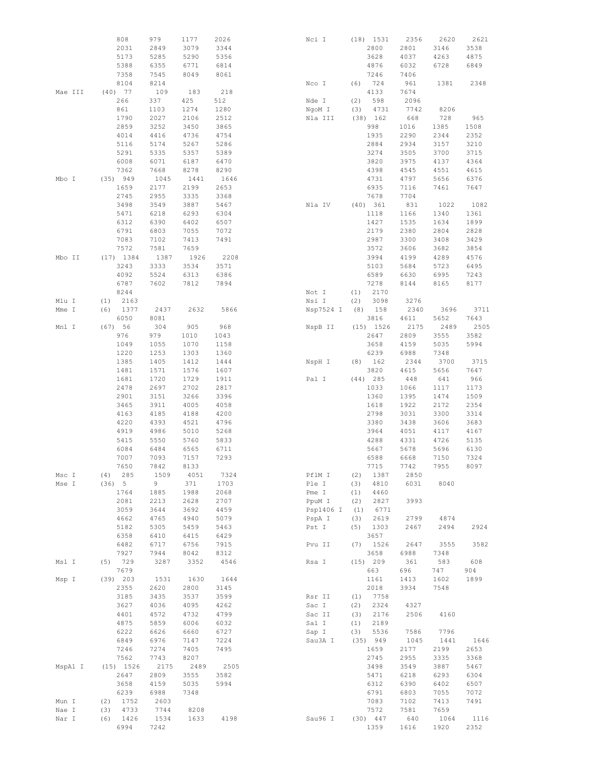```
              808     979     1177    2026              Nci I     (18) 1531    2356    2620    2621
              2031    2849    3079    3344                             2800    2801    3146    3538
              5173    5285    5290    5356                             3628    4037    4263    4875
              5388    6355    6771    6814                             4876    6032    6728    6849
              7358    7545    8049    8061                             7246    7406
              8104    8214                                  Nco I     (6)  724     961     1381    2348
Mae III    (40) 77      109     183     218                            4133    7674
              266     337     425     512                   Nde I     (2)  598     2096
              861     1103    1274    1280                  NgoM I    (3)  4731    7742    8206
              1790    2027    2106    2512                  Nla III   (38) 162     668     728     965
              2859    3252    3450    3865                             998     1016    1385    1508
              4014    4416    4736    4754                             1935    2290    2344    2352
              5116    5174    5267    5286                             2884    2934    3157    3210
              5291    5335    5357    5389                             3274    3505    3700    3715
              6008    6071    6187    6470                             3820    3975    4137    4364
              7362    7668    8278    8290                             4398    4545    4551    4615
Mbo I      (35) 949     1045    1441    1646                           4731    4797    5656    6376
              1659    2177    2199    2653                             6935    7116    7461    7647
              2745    2955    3335    3368                             7678    7704
              3498    3549    3887    5467                  Nla IV    (40) 361     831     1022    1082
              5471    6218    6293    6304                             1118    1166    1340    1361
              6312    6390    6402    6507                             1427    1535    1634    1899
              6791    6803    7055    7072                             2179    2380    2804    2828
              7083    7102    7413    7491                             2987    3300    3408    3429
              7572    7581    7659                                     3572    3606    3682    3854
Mbo II     (17) 1384    1387    1926    2208                           3994    4199    4289    4576
              3243    3333    3534    3571                             5103    5684    5723    6495
              4092    5524    6313    6386                             6589    6630    6995    7243
              6787    7602    7812    7894                             7278    8144    8165    8177
              8244                                          Not I     (1)  2170
Mlu I      (1)  2163                                        Nsi I     (2)  3098    3276
Mme I      (6)  1377    2437    2632    5866                Nsp7524 I (8)  158     2340    3696    3711
              6050    8081                                             3816    4611    5652    7643
Mnl I      (67) 56      304     905     968                 NspB II   (15) 1526    2175    2489    2505
              976     979     1010    1043                             2647    2809    3555    3582
              1049    1055    1070    1158                             3658    4159    5035    5994
              1220    1253    1303    1360                             6239    6988    7348
              1385    1405    1412    1444                  NspH I    (8)  162     2344    3700    3715
              1481    1571    1576    1607                             3820    4615    5656    7647
              1681    1720    1729    1911                  Pal I     (44) 285     448     641     966
              2478    2697    2702    2817                             1033    1066    1117    1173
              2901    3151    3266    3396                             1360    1395    1474    1509
              3465    3911    4005    4058                             1618    1922    2172    2354
              4163    4185    4188    4200                             2798    3031    3300    3314
              4220    4393    4521    4796                             3380    3438    3606    3683
              4919    4986    5010    5268                             3964    4051    4117    4167
              5415    5550    5760    5833                             4288    4331    4726    5135
              6084    6484    6565    6711                             5667    5678    5696    6130
              7007    7093    7157    7293                             6588    6668    7150    7324
              7650    7842    8133                                     7715    7742    7955    8097
Msc I      (4)  285     1509    4051    7324                PflM I    (2)  1387    2850
Mse I      (36) 5       9       371     1703                Ple I     (3)  4810    6031    8040
              1764    1885    1988    2068                  Pme I     (1)  4460
              2081    2213    2628    2707                  PpuM I    (2)  2827    3993
              3059    3644    3692    4459                  Psp1406 I (1)  6771
              4662    4765    4940    5079                  PspA I    (3)  2619    2799    4874
              5182    5305    5459    5463                  Pst I     (5)  1303    2467    2494    2924
              6358    6410    6415    6429                             3657
              6482    6717    6756    7915                  Pvu II    (7)  1526    2647    3555    3582
              7927    7944    8042    8312                             3658    6988    7348
Msl I      (5)  729     3287    3352    4546                Rsa I     (15) 209     361     583     608
              7679                                                     663     696     747     904
Msp I      (39) 203     1531    1630    1644                           1161    1413    1602    1899
              2355    2620    2800    3145                             2018    3934    7548
              3185    3435    3537    3599                  Rsr II    (1)  7758
              3627    4036    4095    4262                  Sac I     (2)  2324    4327
              4401    4572    4732    4799                  Sac II    (3)  2176    2506    4160
              4875    5859    6006    6032                  Sal I     (1)  2189
              6222    6626    6660    6727                  Sap I     (3)  5536    7586    7796
              6849    6976    7147    7224                  Sau3A I   (35) 949     1045    1441    1646
              7246    7274    7405    7495                             1659    2177    2199    2653
              7562    7743    8207                                     2745    2955    3335    3368
MspA1 I    (15) 1526    2175    2489    2505                           3498    3549    3887    5467
              2647    2809    3555    3582                             5471    6218    6293    6304
              3658    4159    5035    5994                             6312    6390    6402    6507
              6239    6988    7348                                     6791    6803    7055    7072
Mun I      (2)  1752    2603                                           7083    7102    7413    7491
Nae I      (3)  4733    7744    8208                                   7572    7581    7659
Nar I      (6)  1426    1534    1633    4198                Sau96 I   (30) 447     640     1064    1116
              6994    7242                                             1359    1616    1920    2352
```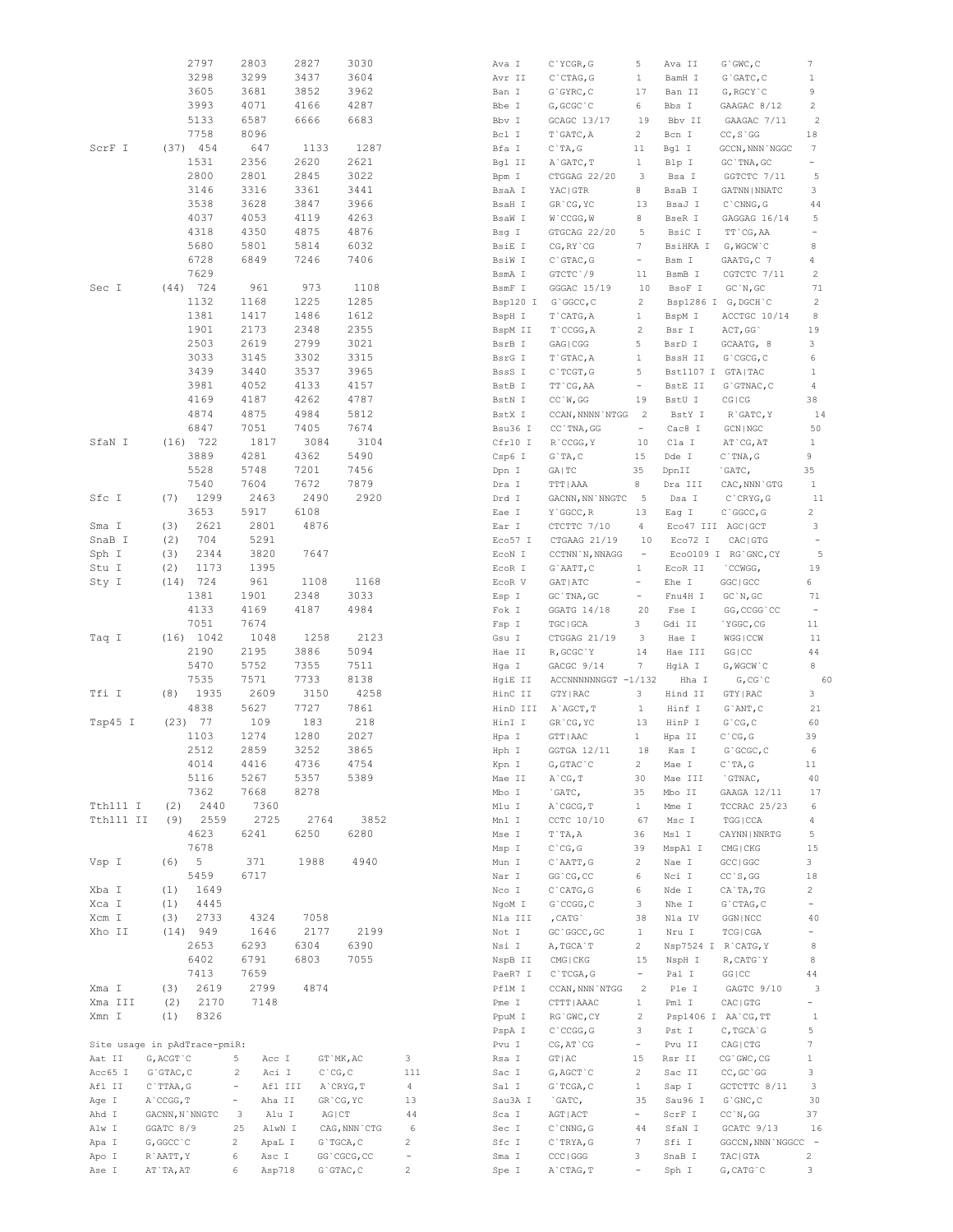```
             2797     2803     2827     3030
             3298     3299     3437     3604
             3605     3681     3852     3962
             3993     4071     4166     4287
             5133     6587     6666     6683
             7758     8096
ScrF I     (37)  454      647     1133     1287
             1531     2356     2620     2621
             2800     2801     2845     3022
             3146     3316     3361     3441
             3538     3628     3847     3966
             4037     4053     4119     4263
             4318     4350     4875     4876
             5680     5801     5814     6032
             6728     6849     7246     7406
             7629
Sec I      (44)  724      961      973     1108
             1132     1168     1225     1285
             1381     1417     1486     1612
             1901     2173     2348     2355
             2503     2619     2799     3021
             3033     3145     3302     3315
             3439     3440     3537     3965
             3981     4052     4133     4157
             4169     4187     4262     4787
             4874     4875     4984     5812
             6847     7051     7405     7674
SfaN I     (16)  722     1817     3084     3104
             3889     4281     4362     5490
             5528     5748     7201     7456
             7540     7604     7672     7879
Sfc I      (7)  1299     2463     2490     2920
             3653     5917     6108
Sma I      (3)  2621     2801     4876
SnaB I     (2)   704     5291
Sph I      (3)  2344     3820     7647
Stu I      (2)  1173     1395
Sty I      (14)  724      961     1108     1168
             1381     1901     2348     3033
             4133     4169     4187     4984
             7051     7674
Taq I      (16) 1042     1048     1258     2123
             2190     2195     3886     5094
             5470     5752     7355     7511
             7535     7571     7733     8138
Tfi I      (8)  1935     2609     3150     4258
             4838     5627     7727     7861
Tsp45 I    (23)   77      109      183      218
             1103     1274     1280     2027
             2512     2859     3252     3865
             4014     4416     4736     4754
             5116     5267     5357     5389
             7362     7668     8278
Tth111 I   (2)  2440     7360
Tth111 II  (9)  2559     2725     2764     3852
             4623     6241     6250     6280
             7678
Vsp I      (6)     5      371     1988     4940
             5459     6717
Xba I      (1)  1649
Xca I      (1)  4445
Xcm I      (3)  2733     4324     7058
Xho II     (14)  949     1646     2177     2199
             2653     6293     6304     6390
             6402     6791     6803     7055
             7413     7659
Xma I      (3)  2619     2799     4874
Xma III    (2)  2170     7148
Xmn I      (1)  8326

Site usage in pAdTrace-pmiR:
Aat II    G,ACGT`C        5    Acc I      GT`MK,AC          3
Acc65 I   G`GTAC,C        2    Aci I      C`CG,C          111
Afl II    C`TTAA,G        -    Afl III    A`CRYG,T          4
Age I     A`CCGG,T        -    Aha II     GR`CG,YC         13
Ahd I     GACNN,N`NNGTC   3    Alu I      AG|CT            44
Alw I     GGATC 8/9      25    AlwN I     CAG,NNN`CTG       6
Apa I     G,GGCC`C        2    ApaL I     G`TGCA,C          2
Apo I     R`AATT,Y        6    Asc I      GG`CGCG,CC        -
Ase I     AT`TA,AT        6    Asp718     G`GTAC,C          2

Ava I     C`YCGR,G        5    Ava II     G`GWC,C           7
Avr II    C`CTAG,G        1    BamH I     G`GATC,C          1
Ban I     G`GYRC,C       17    Ban II     G,RGCY`C          9
Bbe I     G,GCGC`C        6    Bbs I      GAAGAC 8/12       2
Bbv I     GCAGC 13/17    19    Bbv II     GAAGAC 7/11       2
Bcl I     T`GATC,A        2    Bcn I      CC,S`GG          18
Bfa I     C`TA,G         11    Bgl I      GCCN,NNN`NGGC     7
Bgl II    A`GATC,T        1    Blp I      GC`TNA,GC         -
Bpm I     CTGGAG 22/20    3    Bsa I      GGTCTC 7/11       5
BsaA I    YAC|GTR         8    BsaB I     GATNN|NNATC       3
BsaH I    GR`CG,YC       13    BsaJ I     C`CNNG,G         44
BsaW I    W`CCGG,W        8    BseR I     GAGGAG 16/14      5
Bsg I     GTGCAG 22/20    5    BsiC I     TT`CG,AA          -
BsiE I    CG,RY`CG        7    BsiHKA I   G,WGCW`C          8
BsiW I    C`GTAC,G        -    Bsm I      GAATG,C 7         4
BsmA I    GTCTC`/9       11    BsmB I     CGTCTC 7/11       2
BsmF I    GGGAC 15/19    10    BsoF I     GC`N,GC          71
Bsp120 I  G`GGCC,C        2    Bsp1286 I  G,DGCH`C          2
BspH I    T`CATG,A        1    BspM I     ACCTGC 10/14      8
BspM II   T`CCGG,A        2    Bsr I      ACT,GG`          19
BsrB I    GAG|CGG         5    BsrD I     GCAATG, 8         3
BsrG I    T`GTAC,A        1    BssH II    G`CGCG,C          6
BssS I    C`TCGT,G        5    Bst1107 I  GTA|TAC           1
BstB I    TT`CG,AA        -    BstE II    G`GTNAC,C         4
BstN I    CC`W,GG        19    BstU I     CG|CG            38
BstX I    CCAN,NNNN`NTGG  2    BstY I     R`GATC,Y         14
Bsu36 I   CC`TNA,GG       -    Cac8 I     GCN|NGC          50
Cfr10 I   R`CCGG,Y       10    Cla I      AT`CG,AT          1
Csp6 I    G`TA,C         15    Dde I      C`TNA,G           9
Dpn I     GA|TC          35    DpnII      `GATC,           35
Dra I     TTT|AAA         8    Dra III    CAC,NNN`GTG       1
Drd I     GACNN,NN`NNGTC  5    Dsa I      C`CRYG,G         11
Eae I     Y`GGCC,R       13    Eag I      C`GGCC,G          2
Ear I     CTCTTC 7/10     4    Eco47 III  AGC|GCT           3
Eco57 I   CTGAAG 21/19   10    Eco72 I    CAC|GTG           -
EcoN I    CCTNN`N,NNAGG   -    EcoO109 I  RG`GNC,CY         5
EcoR I    G`AATT,C        1    EcoR II    `CCWGG,          19
EcoR V    GAT|ATC         -    Ehe I      GGC|GCC           6
Esp I     GC`TNA,GC       -    Fnu4H I    GC`N,GC          71
Fok I     GGATG 14/18    20    Fse I      GG,CCGG`CC        -
Fsp I     TGC|GCA         3    Gdi II     `YGGC,CG         11
Gsu I     CTGGAG 21/19    3    Hae I      WGG|CCW          11
Hae II    R,GCGC`Y       14    Hae III    GG|CC            44
Hga I     GACGC 9/14      7    HgiA I     G,WGCW`C          8
HgiE II   ACCNNNNNNGGT -1/132   Hha I     G,CG`C           60
HinC II   GTY|RAC         3    Hind II    GTY|RAC           3
HinD III  A`AGCT,T        1    Hinf I     G`ANT,C          21
HinI I    GR`CG,YC       13    HinP I     G`CG,C           60
Hpa I     GTT|AAC         1    Hpa II     C`CG,G           39
Hph I     GGTGA 12/11    18    Kas I      G`GCGC,C          6
Kpn I     G,GTAC`C        2    Mae I      C`TA,G           11
Mae II    A`CG,T         30    Mae III    `GTNAC,          40
Mbo I     `GATC,         35    Mbo II     GAAGA 12/11      17
Mlu I     A`CGCG,T        1    Mme I      TCCRAC 25/23      6
Mnl I     CCTC 10/10     67    Msc I      TGG|CCA           4
Mse I     T`TA,A         36    Msl I      CAYNN|NNRTG       5
Msp I     C`CG,G         39    MspA1 I    CMG|CKG          15
Mun I     C`AATT,G        2    Nae I      GCC|GGC           3
Nar I     GG`CG,CC        6    Nci I      CC`S,GG          18
Nco I     C`CATG,G        6    Nde I      CA`TA,TG          2
NgoM I    G`CCGG,C        3    Nhe I      G`CTAG,C          -
Nla III   ,CATG`         38    Nla IV     GGN|NCC          40
Not I     GC`GGCC,GC      1    Nru I      TCG|CGA           -
Nsi I     A,TGCA`T        2    Nsp7524 I  R`CATG,Y          8
NspB II   CMG|CKG        15    NspH I     R,CATG`Y          8
PaeR7 I   C`TCGA,G        -    Pal I      GG|CC            44
PflM I    CCAN,NNN`NTGG   2    Ple I      GAGTC 9/10        3
Pme I     CTTT|AAAC       1    Pml I      CAC|GTG           -
PpuM I    RG`GWC,CY       2    Psp1406 I  AA`CG,TT          1
PspA I    C`CCGG,G        3    Pst I      C,TGCA`G          5
Pvu I     CG,AT`CG        -    Pvu II     CAG|CTG           7
Rsa I     GT|AC          15    Rsr II     CG`GWC,CG         1
Sac I     G,AGCT`C        2    Sac II     CC,GC`GG          3
Sal I     G`TCGA,C        1    Sap I      GCTCTTC 8/11      3
Sau3A I   `GATC,         35    Sau96 I    G`GNC,C          30
Sca I     AGT|ACT         -    ScrF I     CC`N,GG          37
Sec I     C`CNNG,G       44    SfaN I     GCATC 9/13       16
Sfc I     C`TRYA,G        7    Sfi I      GGCCN,NNN`NGGCC   -
Sma I     CCC|GGG         3    SnaB I     TAC|GTA           2
Spe I     A`CTAG,T        -    Sph I      G,CATG`C          3
```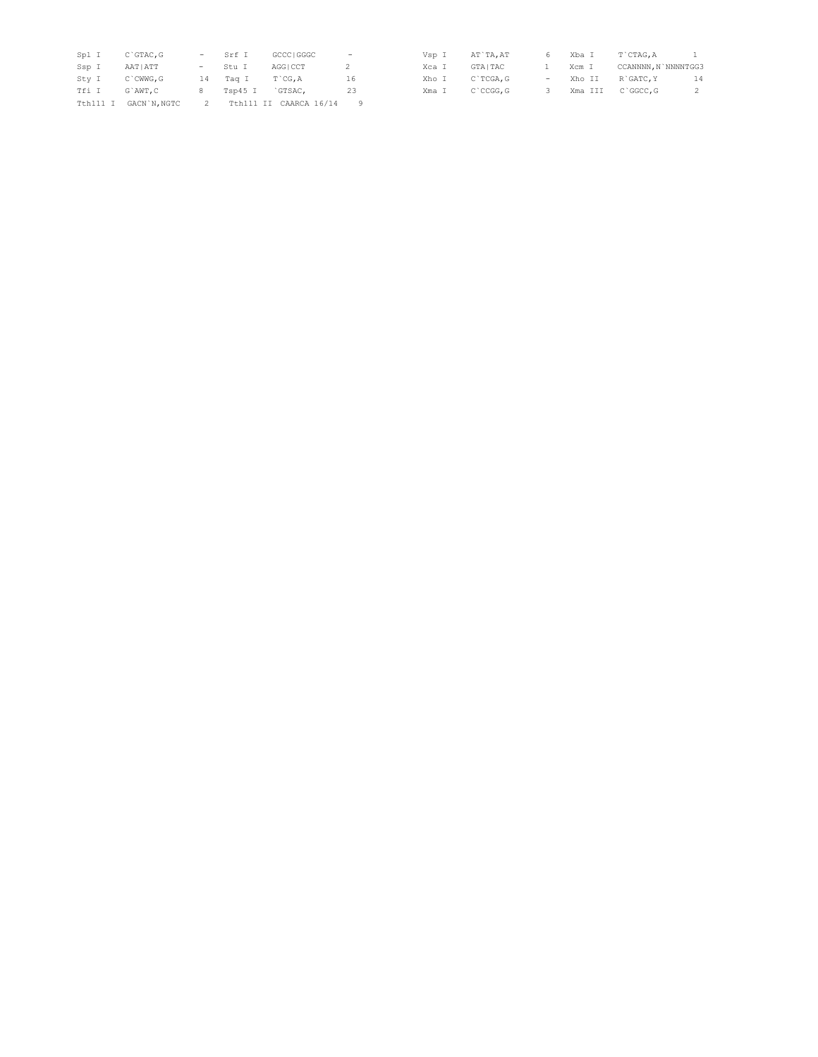| | | | | | | | | | | | |
|---|---|---|---|---|---|---|---|---|---|---|---|
| Spl I | C`GTAC,G | - | Srf I | GCCC\|GGGC | - | Vsp I | AT`TA,AT | 6 | Xba I | T`CTAG,A | 1 |
| Ssp I | AAT\|ATT | - | Stu I | AGG\|CCT | 2 | Xca I | GTA\|TAC | 1 | Xcm I | CCANNNN,N`NNNNTGG | 3 |
| Sty I | C`CWWG,G | 14 | Taq I | T`CG,A | 16 | Xho I | C`TCGA,G | - | Xho II | R`GATC,Y | 14 |
| Tfi I | G`AWT,C | 8 | Tsp45 I | `GTSAC, | 23 | Xma I | C`CCGG,G | 3 | Xma III | C`GGCC,G | 2 |
| Tth111 I | GACN`N,NGTC | 2 | Tth111 II | CAARCA 16/14 | 9 | | | | | | |